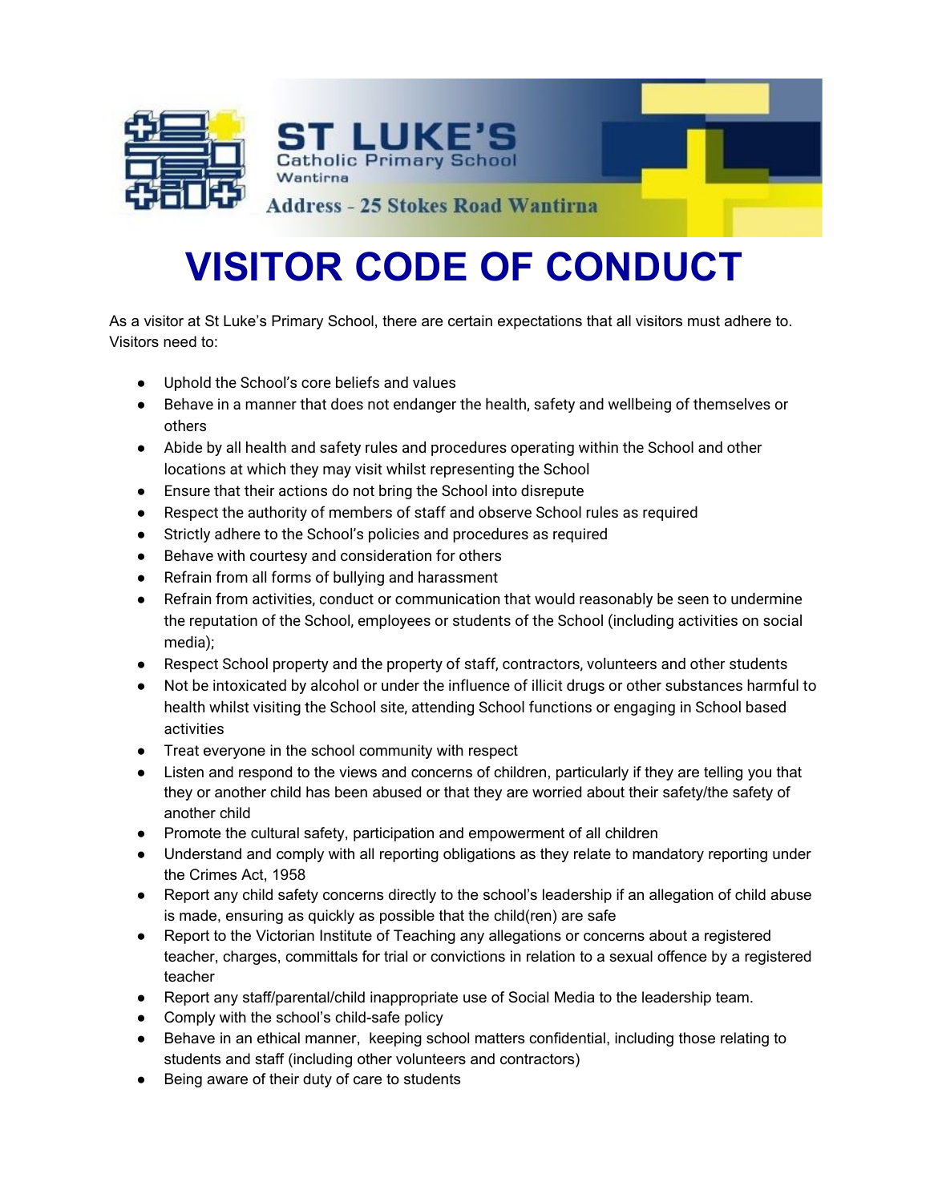ST LUKE'S

Catholic Primary School

Wantirna

Address - 25 Stokes Road Wantirna

# VISITOR CODE OF CONDUCT

As a visitor at St Luke's Primary School, there are certain expectations that all visitors must adhere to. Visitors need to:

- Uphold the School's core beliefs and values
- Behave in a manner that does not endanger the health, safety and wellbeing of themselves or others
- Abide by all health and safety rules and procedures operating within the School and other locations at which they may visit whilst representing the School
- Ensure that their actions do not bring the School into disrepute
- Respect the authority of members of staff and observe School rules as required
- Strictly adhere to the School's policies and procedures as required
- Behave with courtesy and consideration for others
- Refrain from all forms of bullying and harassment
- Refrain from activities, conduct or communication that would reasonably be seen to undermine the reputation of the School, employees or students of the School (including activities on social media);
- Respect School property and the property of staff, contractors, volunteers and other students
- Not be intoxicated by alcohol or under the influence of illicit drugs or other substances harmful to health whilst visiting the School site, attending School functions or engaging in School based activities
- Treat everyone in the school community with respect
- Listen and respond to the views and concerns of children, particularly if they are telling you that they or another child has been abused or that they are worried about their safety/the safety of another child
- Promote the cultural safety, participation and empowerment of all children
- Understand and comply with all reporting obligations as they relate to mandatory reporting under the Crimes Act, 1958
- Report any child safety concerns directly to the school's leadership if an allegation of child abuse is made, ensuring as quickly as possible that the child(ren) are safe
- Report to the Victorian Institute of Teaching any allegations or concerns about a registered teacher, charges, committals for trial or convictions in relation to a sexual offence by a registered teacher
- Report any staff/parental/child inappropriate use of Social Media to the leadership team.
- Comply with the school's child-safe policy
- Behave in an ethical manner, keeping school matters confidential, including those relating to students and staff (including other volunteers and contractors)
- Being aware of their duty of care to students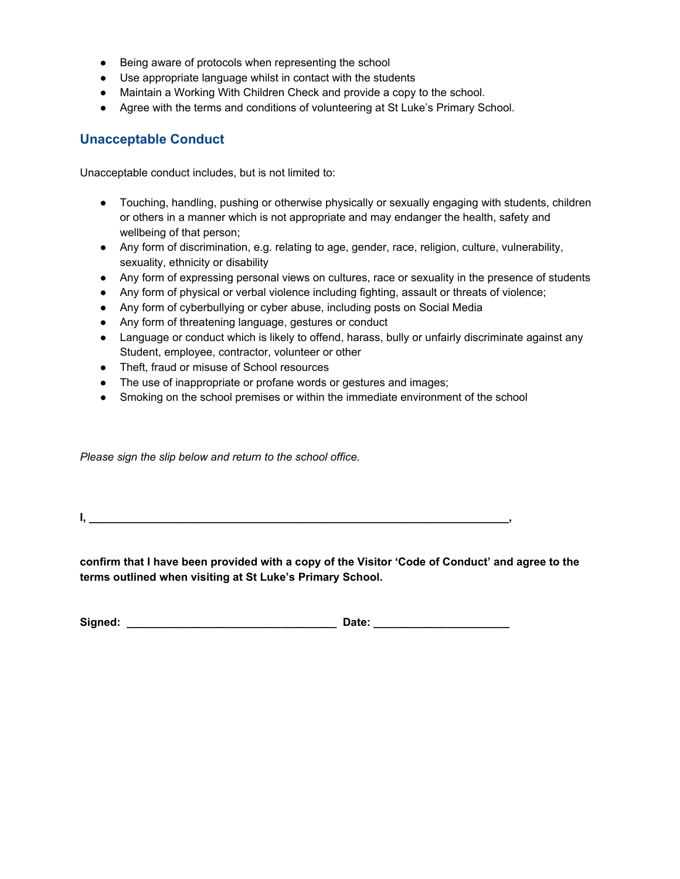- Being aware of protocols when representing the school
- Use appropriate language whilst in contact with the students
- Maintain a Working With Children Check and provide a copy to the school.
- Agree with the terms and conditions of volunteering at St Luke's Primary School.

## Unacceptable Conduct

Unacceptable conduct includes, but is not limited to:

- Touching, handling, pushing or otherwise physically or sexually engaging with students, children or others in a manner which is not appropriate and may endanger the health, safety and wellbeing of that person;
- Any form of discrimination, e.g. relating to age, gender, race, religion, culture, vulnerability, sexuality, ethnicity or disability
- Any form of expressing personal views on cultures, race or sexuality in the presence of students
- Any form of physical or verbal violence including fighting, assault or threats of violence;
- Any form of cyberbullying or cyber abuse, including posts on Social Media
- Any form of threatening language, gestures or conduct
- Language or conduct which is likely to offend, harass, bully or unfairly discriminate against any Student, employee, contractor, volunteer or other
- Theft, fraud or misuse of School resources
- The use of inappropriate or profane words or gestures and images;
- Smoking on the school premises or within the immediate environment of the school

*Please sign the slip below and return to the school office.*

**I, ______________________________________________________________________,**

**confirm that I have been provided with a copy of the Visitor 'Code of Conduct' and agree to the terms outlined when visiting at St Luke's Primary School.**

**Signed: __________________________________ Date: ______________________**